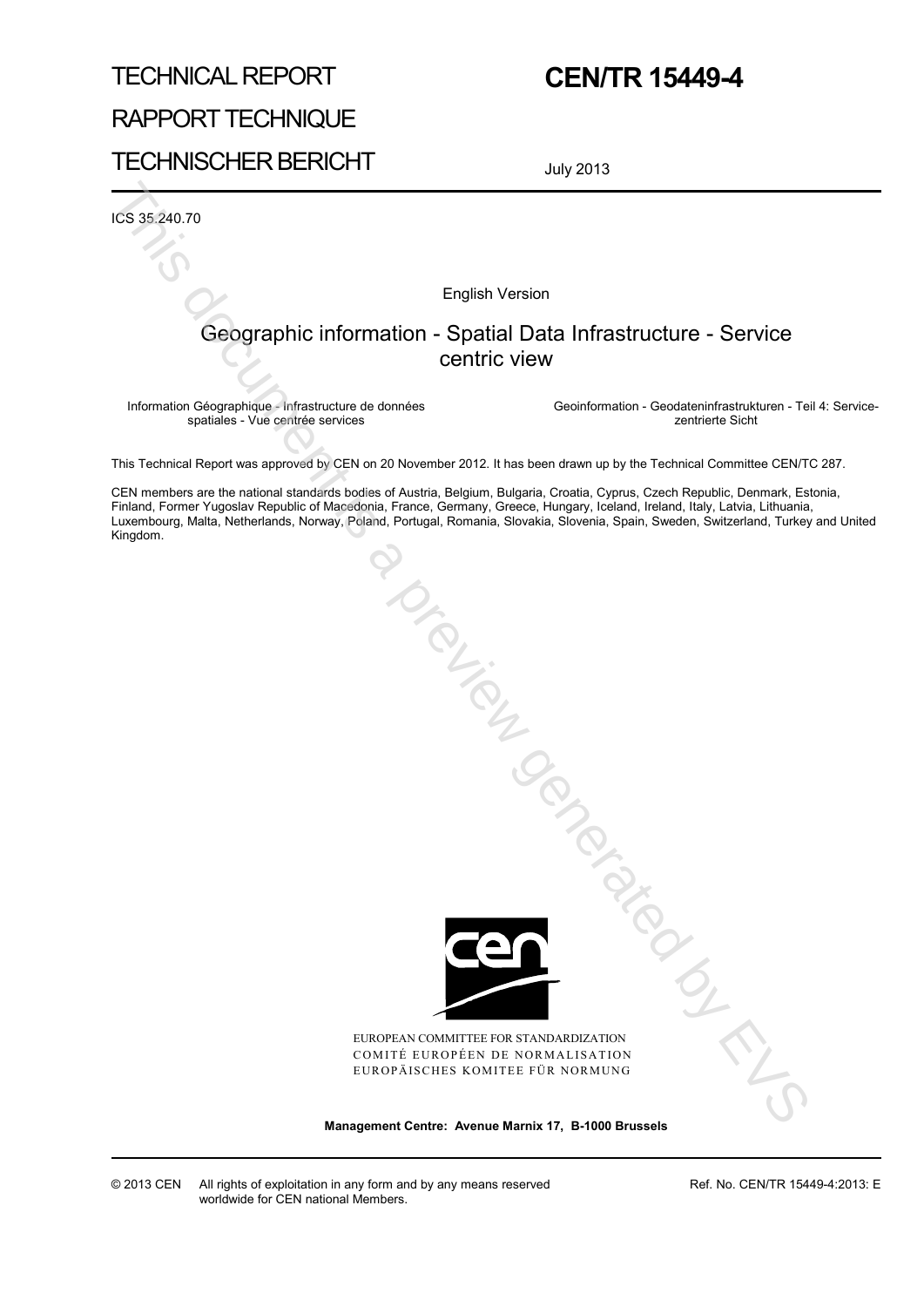TECHNICAL REPORT

RAPPORT TECHNIQUE

TECHNISCHER BERICHT

# CEN/TR 15449-4

July 2013

ICS 35.240.70

English Version

## Geographic information - Spatial Data Infrastructure - Service centric view

Information Géographique - Infrastructure de données spatiales - Vue centrée services

Geoinformation - Geodateninfrastrukturen - Teil 4: Service-zentrierte Sicht

This Technical Report was approved by CEN on 20 November 2012. It has been drawn up by the Technical Committee CEN/TC 287.

CEN members are the national standards bodies of Austria, Belgium, Bulgaria, Croatia, Cyprus, Czech Republic, Denmark, Estonia, Finland, Former Yugoslav Republic of Macedonia, France, Germany, Greece, Hungary, Iceland, Ireland, Italy, Latvia, Lithuania, Luxembourg, Malta, Netherlands, Norway, Poland, Portugal, Romania, Slovakia, Slovenia, Spain, Sweden, Switzerland, Turkey and United Kingdom.

EUROPEAN COMMITTEE FOR STANDARDIZATION
COMITÉ EUROPÉEN DE NORMALISATION
EUROPÄISCHES KOMITEE FÜR NORMUNG

**Management Centre: Avenue Marnix 17, B-1000 Brussels**

© 2013 CEN All rights of exploitation in any form and by any means reserved worldwide for CEN national Members.

Ref. No. CEN/TR 15449-4:2013: E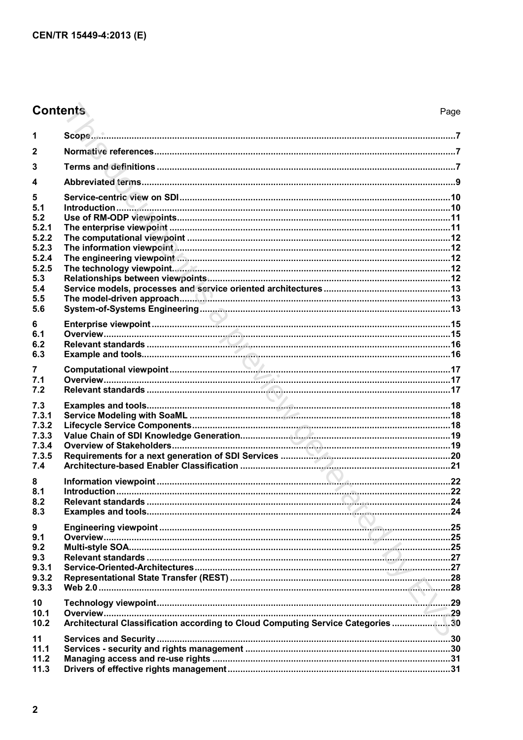## Contents

| | | Page |
|---|---|---|
| 1 | Scope | 7 |
| 2 | Normative references | 7 |
| 3 | Terms and definitions | 7 |
| 4 | Abbreviated terms | 9 |
| 5 | Service-centric view on SDI | 10 |
| 5.1 | Introduction | 10 |
| 5.2 | Use of RM-ODP viewpoints | 11 |
| 5.2.1 | The enterprise viewpoint | 11 |
| 5.2.2 | The computational viewpoint | 12 |
| 5.2.3 | The information viewpoint | 12 |
| 5.2.4 | The engineering viewpoint | 12 |
| 5.2.5 | The technology viewpoint | 12 |
| 5.3 | Relationships between viewpoints | 12 |
| 5.4 | Service models, processes and service oriented architectures | 13 |
| 5.5 | The model-driven approach | 13 |
| 5.6 | System-of-Systems Engineering | 13 |
| 6 | Enterprise viewpoint | 15 |
| 6.1 | Overview | 15 |
| 6.2 | Relevant standards | 16 |
| 6.3 | Example and tools | 16 |
| 7 | Computational viewpoint | 17 |
| 7.1 | Overview | 17 |
| 7.2 | Relevant standards | 17 |
| 7.3 | Examples and tools | 18 |
| 7.3.1 | Service Modeling with SoaML | 18 |
| 7.3.2 | Lifecycle Service Components | 18 |
| 7.3.3 | Value Chain of SDI Knowledge Generation | 19 |
| 7.3.4 | Overview of Stakeholders | 19 |
| 7.3.5 | Requirements for a next generation of SDI Services | 20 |
| 7.4 | Architecture-based Enabler Classification | 21 |
| 8 | Information viewpoint | 22 |
| 8.1 | Introduction | 22 |
| 8.2 | Relevant standards | 24 |
| 8.3 | Examples and tools | 24 |
| 9 | Engineering viewpoint | 25 |
| 9.1 | Overview | 25 |
| 9.2 | Multi-style SOA | 25 |
| 9.3 | Relevant standards | 27 |
| 9.3.1 | Service-Oriented-Architectures | 27 |
| 9.3.2 | Representational State Transfer (REST) | 28 |
| 9.3.3 | Web 2.0 | 28 |
| 10 | Technology viewpoint | 29 |
| 10.1 | Overview | 29 |
| 10.2 | Architectural Classification according to Cloud Computing Service Categories | 30 |
| 11 | Services and Security | 30 |
| 11.1 | Services - security and rights management | 30 |
| 11.2 | Managing access and re-use rights | 31 |
| 11.3 | Drivers of effective rights management | 31 |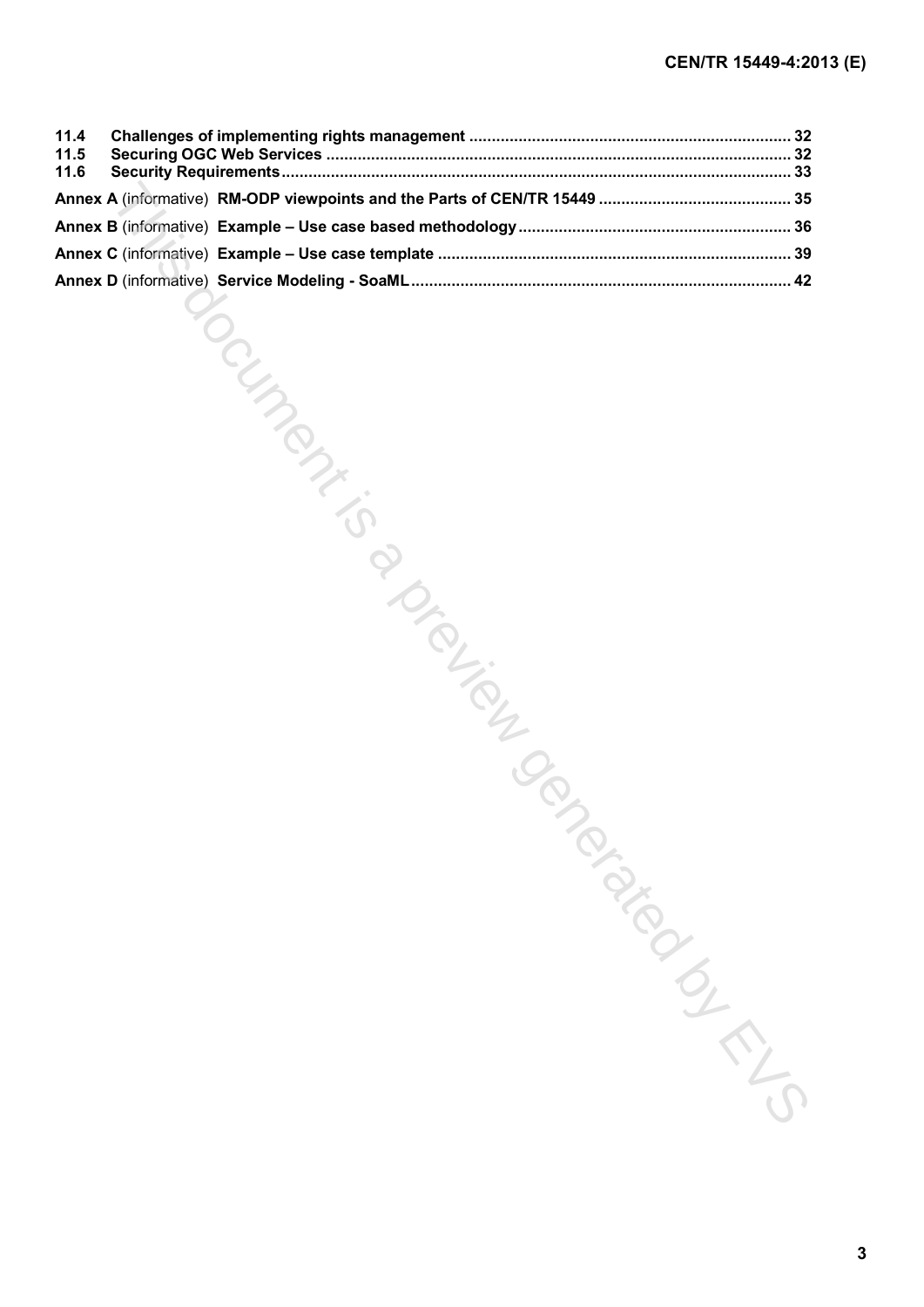| | | |
|---|---|---|
| 11.4 | **Challenges of implementing rights management** | 32 |
| 11.5 | **Securing OGC Web Services** | 32 |
| 11.6 | **Security Requirements** | 33 |
| **Annex A** (informative) | **RM-ODP viewpoints and the Parts of CEN/TR 15449** | 35 |
| **Annex B** (informative) | **Example – Use case based methodology** | 36 |
| **Annex C** (informative) | **Example – Use case template** | 39 |
| **Annex D** (informative) | **Service Modeling - SoaML** | 42 |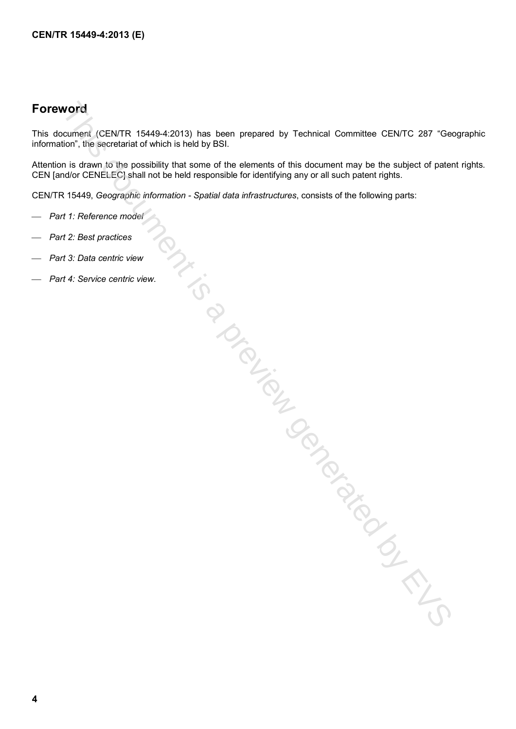## Foreword

This document (CEN/TR 15449-4:2013) has been prepared by Technical Committee CEN/TC 287 "Geographic information", the secretariat of which is held by BSI.

Attention is drawn to the possibility that some of the elements of this document may be the subject of patent rights. CEN [and/or CENELEC] shall not be held responsible for identifying any or all such patent rights.

CEN/TR 15449, *Geographic information - Spatial data infrastructures*, consists of the following parts:

- *Part 1: Reference model*
- *Part 2: Best practices*
- *Part 3: Data centric view*
- *Part 4: Service centric view*.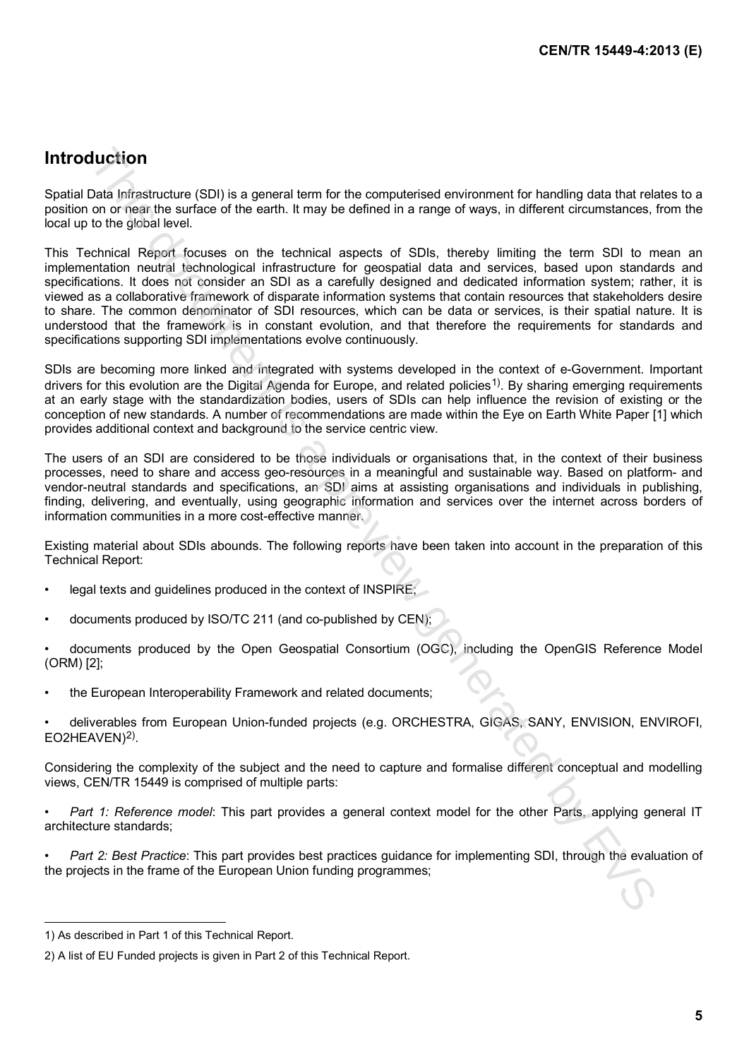# Introduction

Spatial Data Infrastructure (SDI) is a general term for the computerised environment for handling data that relates to a position on or near the surface of the earth. It may be defined in a range of ways, in different circumstances, from the local up to the global level.

This Technical Report focuses on the technical aspects of SDIs, thereby limiting the term SDI to mean an implementation neutral technological infrastructure for geospatial data and services, based upon standards and specifications. It does not consider an SDI as a carefully designed and dedicated information system; rather, it is viewed as a collaborative framework of disparate information systems that contain resources that stakeholders desire to share. The common denominator of SDI resources, which can be data or services, is their spatial nature. It is understood that the framework is in constant evolution, and that therefore the requirements for standards and specifications supporting SDI implementations evolve continuously.

SDIs are becoming more linked and integrated with systems developed in the context of e-Government. Important drivers for this evolution are the Digital Agenda for Europe, and related policies[1]. By sharing emerging requirements at an early stage with the standardization bodies, users of SDIs can help influence the revision of existing or the conception of new standards. A number of recommendations are made within the Eye on Earth White Paper [1] which provides additional context and background to the service centric view.

The users of an SDI are considered to be those individuals or organisations that, in the context of their business processes, need to share and access geo-resources in a meaningful and sustainable way. Based on platform- and vendor-neutral standards and specifications, an SDI aims at assisting organisations and individuals in publishing, finding, delivering, and eventually, using geographic information and services over the internet across borders of information communities in a more cost-effective manner.

Existing material about SDIs abounds. The following reports have been taken into account in the preparation of this Technical Report:

- legal texts and guidelines produced in the context of INSPIRE;
- documents produced by ISO/TC 211 (and co-published by CEN);
- documents produced by the Open Geospatial Consortium (OGC), including the OpenGIS Reference Model (ORM) [2];
- the European Interoperability Framework and related documents;
- deliverables from European Union-funded projects (e.g. ORCHESTRA, GIGAS, SANY, ENVISION, ENVIROFI, EO2HEAVEN)[2].

Considering the complexity of the subject and the need to capture and formalise different conceptual and modelling views, CEN/TR 15449 is comprised of multiple parts:

- *Part 1: Reference model*: This part provides a general context model for the other Parts, applying general IT architecture standards;
- *Part 2: Best Practice*: This part provides best practices guidance for implementing SDI, through the evaluation of the projects in the frame of the European Union funding programmes;

---

1) As described in Part 1 of this Technical Report.

2) A list of EU Funded projects is given in Part 2 of this Technical Report.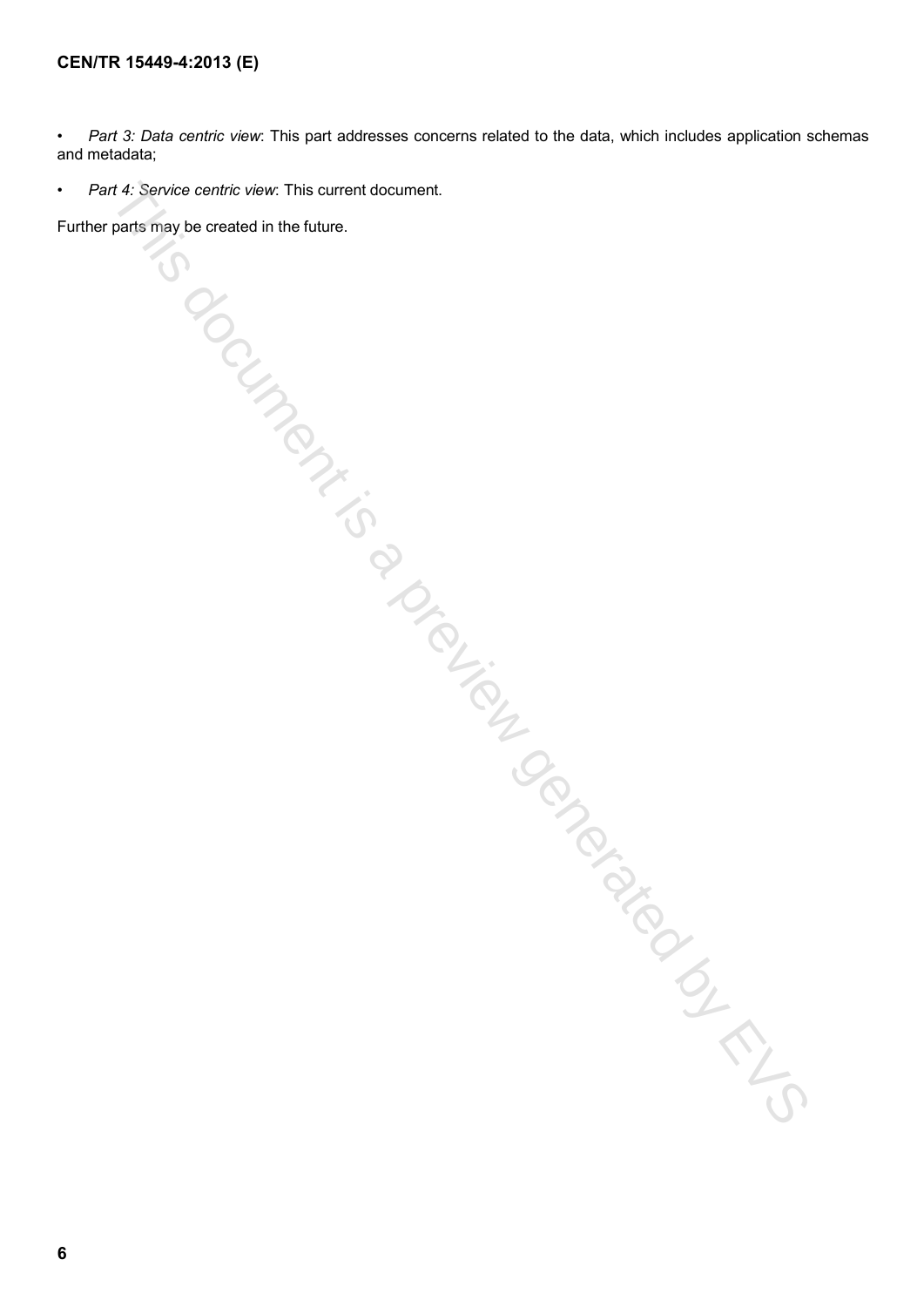- *Part 3: Data centric view*: This part addresses concerns related to the data, which includes application schemas and metadata;
- *Part 4: Service centric view*: This current document.

Further parts may be created in the future.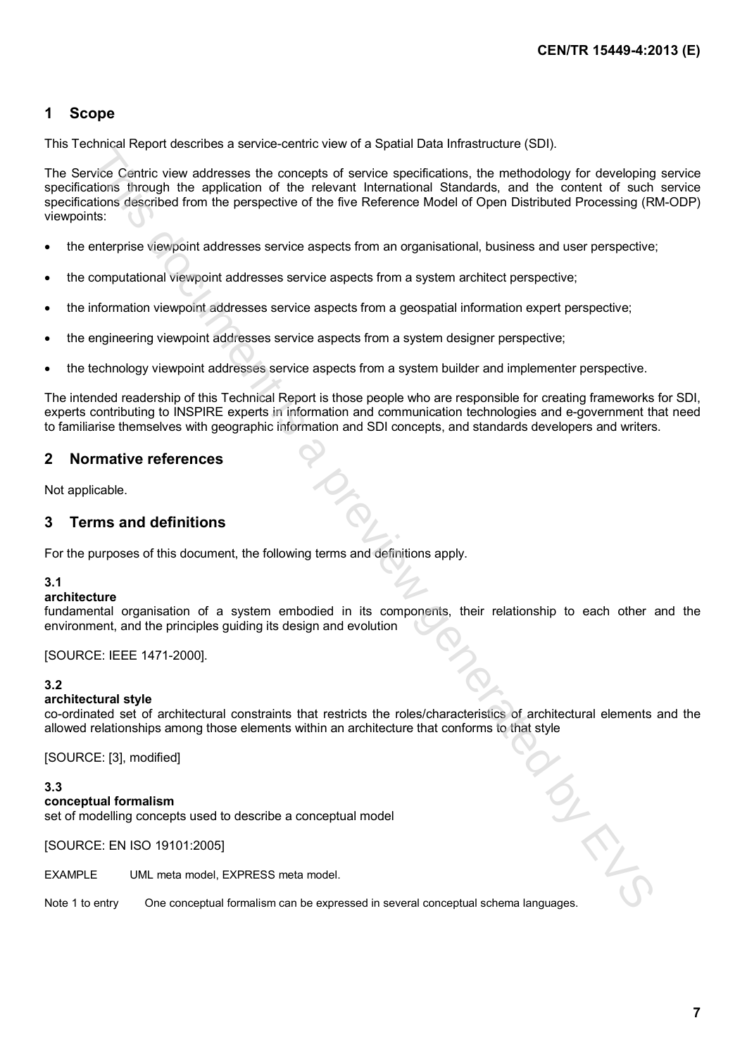# 1 Scope

This Technical Report describes a service-centric view of a Spatial Data Infrastructure (SDI).

The Service Centric view addresses the concepts of service specifications, the methodology for developing service specifications through the application of the relevant International Standards, and the content of such service specifications described from the perspective of the five Reference Model of Open Distributed Processing (RM-ODP) viewpoints:

- the enterprise viewpoint addresses service aspects from an organisational, business and user perspective;
- the computational viewpoint addresses service aspects from a system architect perspective;
- the information viewpoint addresses service aspects from a geospatial information expert perspective;
- the engineering viewpoint addresses service aspects from a system designer perspective;
- the technology viewpoint addresses service aspects from a system builder and implementer perspective.

The intended readership of this Technical Report is those people who are responsible for creating frameworks for SDI, experts contributing to INSPIRE experts in information and communication technologies and e-government that need to familiarise themselves with geographic information and SDI concepts, and standards developers and writers.

# 2 Normative references

Not applicable.

# 3 Terms and definitions

For the purposes of this document, the following terms and definitions apply.

**3.1**
**architecture**
fundamental organisation of a system embodied in its components, their relationship to each other and the environment, and the principles guiding its design and evolution

[SOURCE: IEEE 1471-2000].

**3.2**
**architectural style**
co-ordinated set of architectural constraints that restricts the roles/characteristics of architectural elements and the allowed relationships among those elements within an architecture that conforms to that style

[SOURCE: [3], modified]

**3.3**
**conceptual formalism**
set of modelling concepts used to describe a conceptual model

[SOURCE: EN ISO 19101:2005]

EXAMPLE UML meta model, EXPRESS meta model.

Note 1 to entry One conceptual formalism can be expressed in several conceptual schema languages.